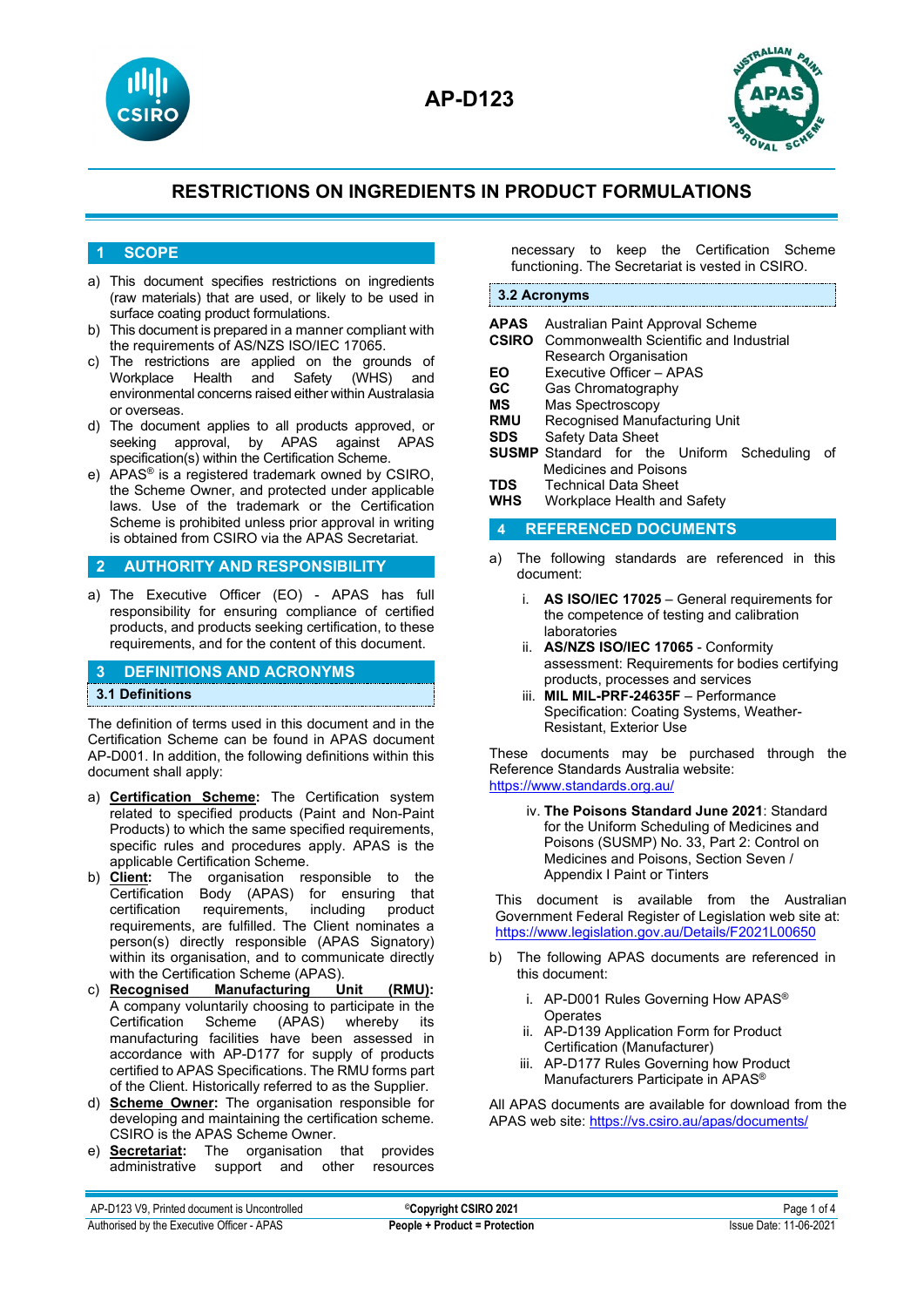# AP-D123

## RESTRICTIONS ON INGREDIENTS IN PRODUCT FORMULATIONS

## 1 SCOPE

a) This document specifies restrictions on ingredients (raw materials) that are used, or likely to be used in surface coating product formulations.

b) This document is prepared in a manner compliant with the requirements of AS/NZS ISO/IEC 17065.

c) The restrictions are applied on the grounds of Workplace Health and Safety (WHS) and environmental concerns raised either within Australasia or overseas.

d) The document applies to all products approved, or seeking approval, by APAS against APAS specification(s) within the Certification Scheme.

e) APAS® is a registered trademark owned by CSIRO, the Scheme Owner, and protected under applicable laws. Use of the trademark or the Certification Scheme is prohibited unless prior approval in writing is obtained from CSIRO via the APAS Secretariat.

## 2 AUTHORITY AND RESPONSIBILITY

a) The Executive Officer (EO) - APAS has full responsibility for ensuring compliance of certified products, and products seeking certification, to these requirements, and for the content of this document.

## 3 DEFINITIONS AND ACRONYMS

### 3.1 Definitions

The definition of terms used in this document and in the Certification Scheme can be found in APAS document AP-D001. In addition, the following definitions within this document shall apply:

a) **Certification Scheme:** The Certification system related to specified products (Paint and Non-Paint Products) to which the same specified requirements, specific rules and procedures apply. APAS is the applicable Certification Scheme.

b) **Client:** The organisation responsible to the Certification Body (APAS) for ensuring that certification requirements, including product requirements, are fulfilled. The Client nominates a person(s) directly responsible (APAS Signatory) within its organisation, and to communicate directly with the Certification Scheme (APAS).

c) **Recognised Manufacturing Unit (RMU):** A company voluntarily choosing to participate in the Certification Scheme (APAS) whereby its manufacturing facilities have been assessed in accordance with AP-D177 for supply of products certified to APAS Specifications. The RMU forms part of the Client. Historically referred to as the Supplier.

d) **Scheme Owner:** The organisation responsible for developing and maintaining the certification scheme. CSIRO is the APAS Scheme Owner.

e) **Secretariat:** The organisation that provides administrative support and other resources necessary to keep the Certification Scheme functioning. The Secretariat is vested in CSIRO.

### 3.2 Acronyms

| | |
|---|---|
| **APAS** | Australian Paint Approval Scheme |
| **CSIRO** | Commonwealth Scientific and Industrial Research Organisation |
| **EO** | Executive Officer – APAS |
| **GC** | Gas Chromatography |
| **MS** | Mas Spectroscopy |
| **RMU** | Recognised Manufacturing Unit |
| **SDS** | Safety Data Sheet |
| **SUSMP** | Standard for the Uniform Scheduling of Medicines and Poisons |
| **TDS** | Technical Data Sheet |
| **WHS** | Workplace Health and Safety |

## 4 REFERENCED DOCUMENTS

a) The following standards are referenced in this document:

   i. **AS ISO/IEC 17025** – General requirements for the competence of testing and calibration laboratories
   
   ii. **AS/NZS ISO/IEC 17065** - Conformity assessment: Requirements for bodies certifying products, processes and services
   
   iii. **MIL MIL-PRF-24635F** – Performance Specification: Coating Systems, Weather-Resistant, Exterior Use

These documents may be purchased through the Reference Standards Australia website: https://www.standards.org.au/

   iv. **The Poisons Standard June 2021**: Standard for the Uniform Scheduling of Medicines and Poisons (SUSMP) No. 33, Part 2: Control on Medicines and Poisons, Section Seven / Appendix I Paint or Tinters

This document is available from the Australian Government Federal Register of Legislation web site at: https://www.legislation.gov.au/Details/F2021L00650

b) The following APAS documents are referenced in this document:

   i. AP-D001 Rules Governing How APAS® Operates
   
   ii. AP-D139 Application Form for Product Certification (Manufacturer)
   
   iii. AP-D177 Rules Governing how Product Manufacturers Participate in APAS®

All APAS documents are available for download from the APAS web site: https://vs.csiro.au/apas/documents/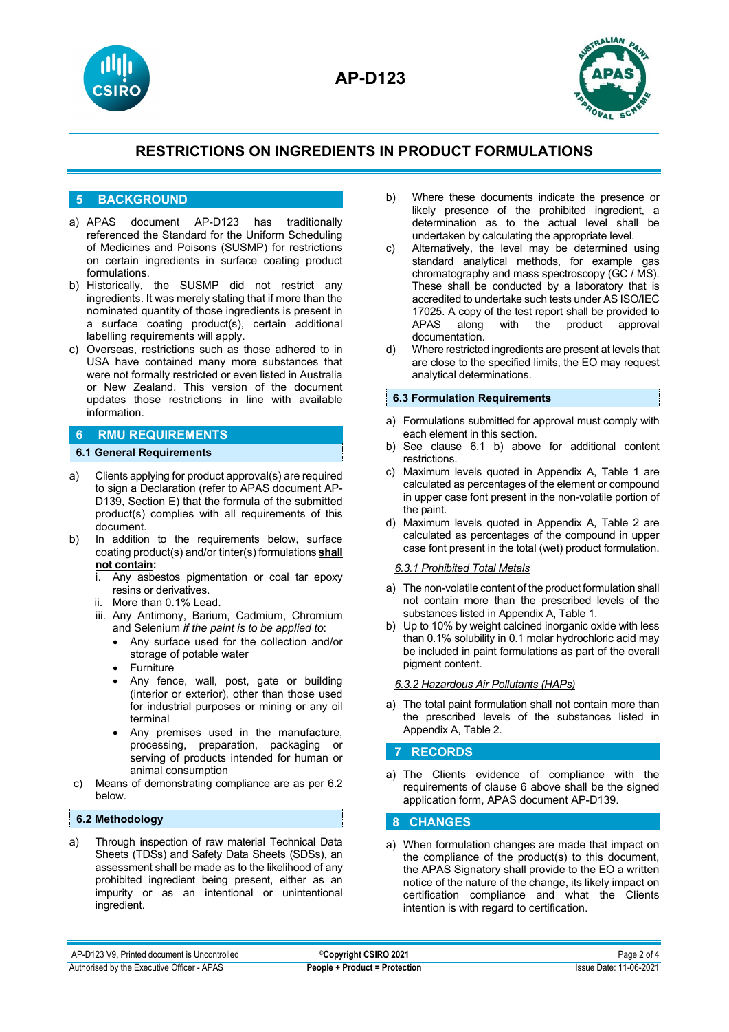# RESTRICTIONS ON INGREDIENTS IN PRODUCT FORMULATIONS

## 5 BACKGROUND

a) APAS document AP-D123 has traditionally referenced the Standard for the Uniform Scheduling of Medicines and Poisons (SUSMP) for restrictions on certain ingredients in surface coating product formulations.

b) Historically, the SUSMP did not restrict any ingredients. It was merely stating that if more than the nominated quantity of those ingredients is present in a surface coating product(s), certain additional labelling requirements will apply.

c) Overseas, restrictions such as those adhered to in USA have contained many more substances that were not formally restricted or even listed in Australia or New Zealand. This version of the document updates those restrictions in line with available information.

## 6 RMU REQUIREMENTS

### 6.1 General Requirements

a) Clients applying for product approval(s) are required to sign a Declaration (refer to APAS document AP-D139, Section E) that the formula of the submitted product(s) complies with all requirements of this document.

b) In addition to the requirements below, surface coating product(s) and/or tinter(s) formulations **shall not contain:**
   i. Any asbestos pigmentation or coal tar epoxy resins or derivatives.
   ii. More than 0.1% Lead.
   iii. Any Antimony, Barium, Cadmium, Chromium and Selenium *if the paint is to be applied to*:
      - Any surface used for the collection and/or storage of potable water
      - Furniture
      - Any fence, wall, post, gate or building (interior or exterior), other than those used for industrial purposes or mining or any oil terminal
      - Any premises used in the manufacture, processing, preparation, packaging or serving of products intended for human or animal consumption

c) Means of demonstrating compliance are as per 6.2 below.

### 6.2 Methodology

a) Through inspection of raw material Technical Data Sheets (TDSs) and Safety Data Sheets (SDSs), an assessment shall be made as to the likelihood of any prohibited ingredient being present, either as an impurity or as an intentional or unintentional ingredient.

b) Where these documents indicate the presence or likely presence of the prohibited ingredient, a determination as to the actual level shall be undertaken by calculating the appropriate level.

c) Alternatively, the level may be determined using standard analytical methods, for example gas chromatography and mass spectroscopy (GC / MS). These shall be conducted by a laboratory that is accredited to undertake such tests under AS ISO/IEC 17025. A copy of the test report shall be provided to APAS along with the product approval documentation.

d) Where restricted ingredients are present at levels that are close to the specified limits, the EO may request analytical determinations.

### 6.3 Formulation Requirements

a) Formulations submitted for approval must comply with each element in this section.

b) See clause 6.1 b) above for additional content restrictions.

c) Maximum levels quoted in Appendix A, Table 1 are calculated as percentages of the element or compound in upper case font present in the non-volatile portion of the paint.

d) Maximum levels quoted in Appendix A, Table 2 are calculated as percentages of the compound in upper case font present in the total (wet) product formulation.

#### *6.3.1 Prohibited Total Metals*

a) The non-volatile content of the product formulation shall not contain more than the prescribed levels of the substances listed in Appendix A, Table 1.

b) Up to 10% by weight calcined inorganic oxide with less than 0.1% solubility in 0.1 molar hydrochloric acid may be included in paint formulations as part of the overall pigment content.

#### *6.3.2 Hazardous Air Pollutants (HAPs)*

a) The total paint formulation shall not contain more than the prescribed levels of the substances listed in Appendix A, Table 2.

## 7 RECORDS

a) The Clients evidence of compliance with the requirements of clause 6 above shall be the signed application form, APAS document AP-D139.

## 8 CHANGES

a) When formulation changes are made that impact on the compliance of the product(s) to this document, the APAS Signatory shall provide to the EO a written notice of the nature of the change, its likely impact on certification compliance and what the Clients intention is with regard to certification.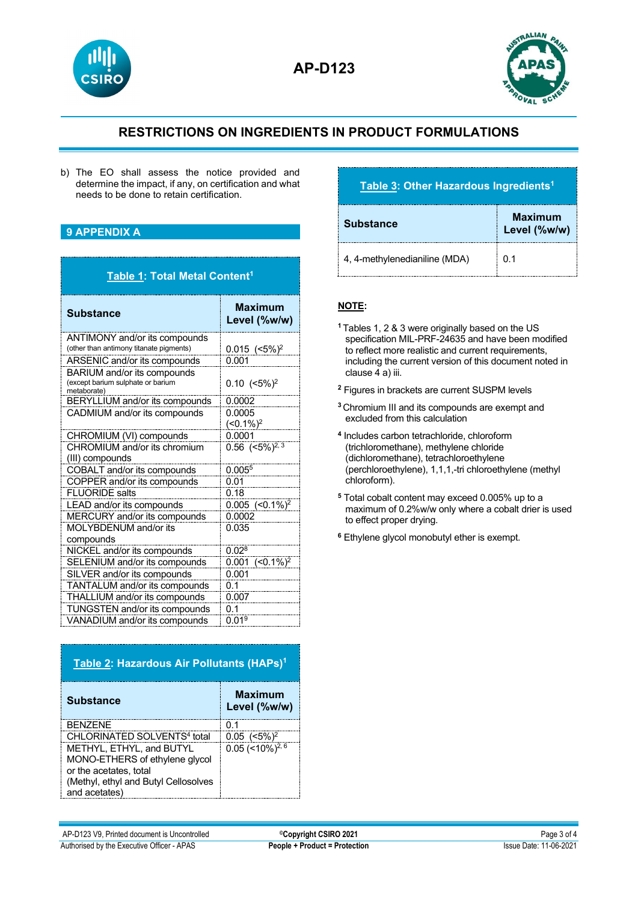b) The EO shall assess the notice provided and determine the impact, if any, on certification and what needs to be done to retain certification.

## 9 APPENDIX A

**Table 1: Total Metal Content[1]**

| Substance | Maximum Level (%w/w) |
|---|---|
| ANTIMONY and/or its compounds (other than antimony titanate pigments) | 0.015 (<5%)[2] |
| ARSENIC and/or its compounds | 0.001 |
| BARIUM and/or its compounds (except barium sulphate or barium metaborate) | 0.10 (<5%)[2] |
| BERYLLIUM and/or its compounds | 0.0002 |
| CADMIUM and/or its compounds | 0.0005 (<0.1%)[2] |
| CHROMIUM (VI) compounds | 0.0001 |
| CHROMIUM and/or its chromium (III) compounds | 0.56 (<5%)[2, 3] |
| COBALT and/or its compounds | 0.005[5] |
| COPPER and/or its compounds | 0.01 |
| FLUORIDE salts | 0.18 |
| LEAD and/or its compounds | 0.005 (<0.1%)[2] |
| MERCURY and/or its compounds | 0.0002 |
| MOLYBDENUM and/or its compounds | 0.035 |
| NICKEL and/or its compounds | 0.02[8] |
| SELENIUM and/or its compounds | 0.001 (<0.1%)[2] |
| SILVER and/or its compounds | 0.001 |
| TANTALUM and/or its compounds | 0.1 |
| THALLIUM and/or its compounds | 0.007 |
| TUNGSTEN and/or its compounds | 0.1 |
| VANADIUM and/or its compounds | 0.01[9] |

**Table 2: Hazardous Air Pollutants (HAPs)[1]**

| Substance | Maximum Level (%w/w) |
|---|---|
| BENZENE | 0.1 |
| CHLORINATED SOLVENTS[4] total | 0.05 (<5%)[2] |
| METHYL, ETHYL, and BUTYL MONO-ETHERS of ethylene glycol or the acetates, total (Methyl, ethyl and Butyl Cellosolves and acetates) | 0.05 (<10%)[2, 6] |

**Table 3: Other Hazardous Ingredients[1]**

| Substance | Maximum Level (%w/w) |
|---|---|
| 4, 4-methylenedianiline (MDA) | 0.1 |

**NOTE:**

[1] Tables 1, 2 & 3 were originally based on the US specification MIL-PRF-24635 and have been modified to reflect more realistic and current requirements, including the current version of this document noted in clause 4 a) iii.

[2] Figures in brackets are current SUSPM levels

[3] Chromium III and its compounds are exempt and excluded from this calculation

[4] Includes carbon tetrachloride, chloroform (trichloromethane), methylene chloride (dichloromethane), tetrachloroethylene (perchloroethylene), 1,1,1,-tri chloroethylene (methyl chloroform).

[5] Total cobalt content may exceed 0.005% up to a maximum of 0.2%w/w only where a cobalt drier is used to effect proper drying.

[6] Ethylene glycol monobutyl ether is exempt.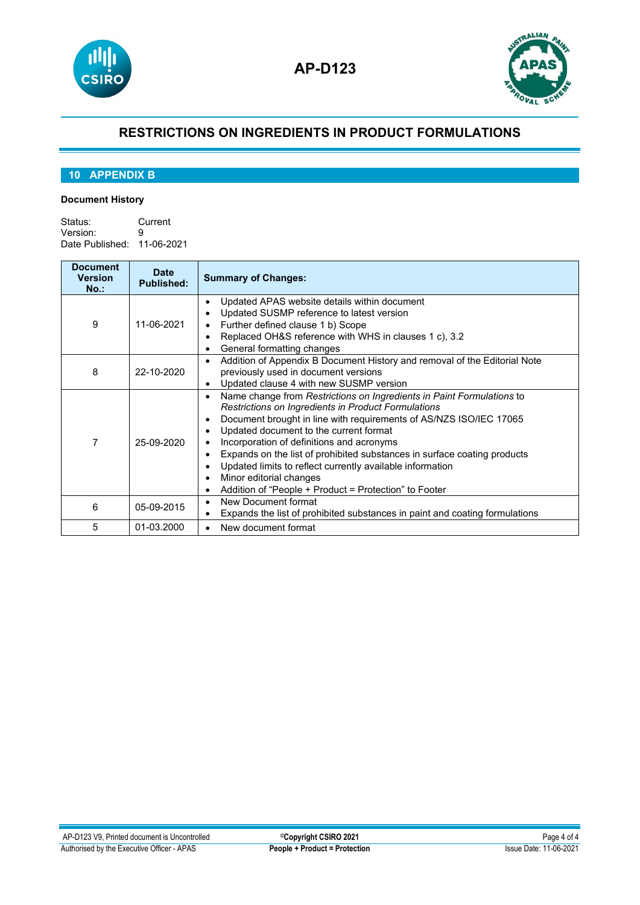## 10 APPENDIX B

**Document History**

Status: Current
Version: 9
Date Published: 11-06-2021

| Document Version No.: | Date Published: | Summary of Changes: |
|---|---|---|
| 9 | 11-06-2021 | • Updated APAS website details within document<br>• Updated SUSMP reference to latest version<br>• Further defined clause 1 b) Scope<br>• Replaced OH&S reference with WHS in clauses 1 c), 3.2<br>• General formatting changes |
| 8 | 22-10-2020 | • Addition of Appendix B Document History and removal of the Editorial Note previously used in document versions<br>• Updated clause 4 with new SUSMP version |
| 7 | 25-09-2020 | • Name change from *Restrictions on Ingredients in Paint Formulations* to *Restrictions on Ingredients in Product Formulations*<br>• Document brought in line with requirements of AS/NZS ISO/IEC 17065<br>• Updated document to the current format<br>• Incorporation of definitions and acronyms<br>• Expands on the list of prohibited substances in surface coating products<br>• Updated limits to reflect currently available information<br>• Minor editorial changes<br>• Addition of "People + Product = Protection" to Footer |
| 6 | 05-09-2015 | • New Document format<br>• Expands the list of prohibited substances in paint and coating formulations |
| 5 | 01-03.2000 | • New document format |